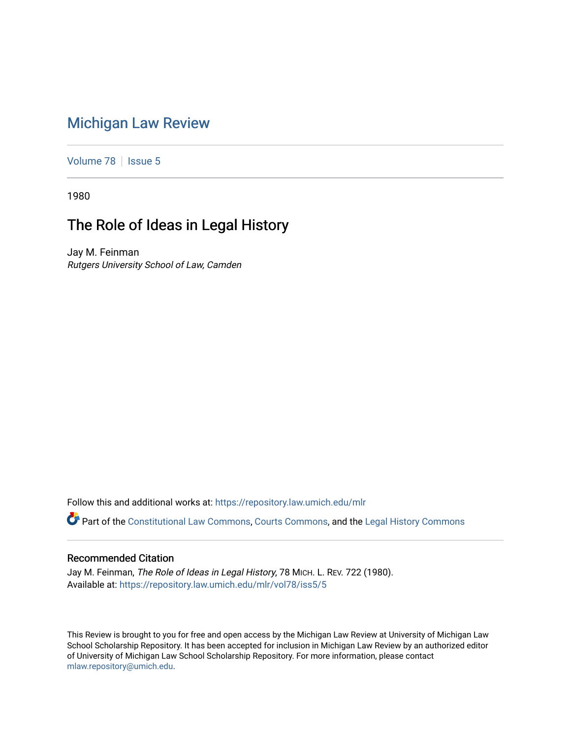# Michigan Law Review

Volume 78 | Issue 5

1980

## The Role of Ideas in Legal History

Jay M. Feinman
*Rutgers University School of Law, Camden*

Follow this and additional works at: https://repository.law.umich.edu/mlr

Part of the Constitutional Law Commons, Courts Commons, and the Legal History Commons

### Recommended Citation

Jay M. Feinman, *The Role of Ideas in Legal History*, 78 MICH. L. REV. 722 (1980).
Available at: https://repository.law.umich.edu/mlr/vol78/iss5/5

This Review is brought to you for free and open access by the Michigan Law Review at University of Michigan Law School Scholarship Repository. It has been accepted for inclusion in Michigan Law Review by an authorized editor of University of Michigan Law School Scholarship Repository. For more information, please contact mlaw.repository@umich.edu.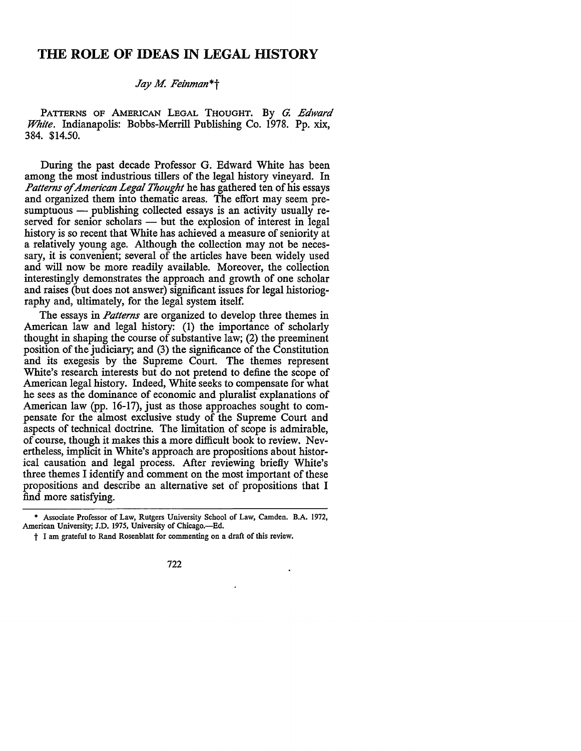# THE ROLE OF IDEAS IN LEGAL HISTORY

*Jay M. Feinman*\*†

PATTERNS OF AMERICAN LEGAL THOUGHT. By *G. Edward White*. Indianapolis: Bobbs-Merrill Publishing Co. 1978. Pp. xix, 384. $14.50.

During the past decade Professor G. Edward White has been among the most industrious tillers of the legal history vineyard. In *Patterns of American Legal Thought* he has gathered ten of his essays and organized them into thematic areas. The effort may seem presumptuous — publishing collected essays is an activity usually reserved for senior scholars — but the explosion of interest in legal history is so recent that White has achieved a measure of seniority at a relatively young age. Although the collection may not be necessary, it is convenient; several of the articles have been widely used and will now be more readily available. Moreover, the collection interestingly demonstrates the approach and growth of one scholar and raises (but does not answer) significant issues for legal historiography and, ultimately, for the legal system itself.

The essays in *Patterns* are organized to develop three themes in American law and legal history: (1) the importance of scholarly thought in shaping the course of substantive law; (2) the preeminent position of the judiciary; and (3) the significance of the Constitution and its exegesis by the Supreme Court. The themes represent White's research interests but do not pretend to define the scope of American legal history. Indeed, White seeks to compensate for what he sees as the dominance of economic and pluralist explanations of American law (pp. 16-17), just as those approaches sought to compensate for the almost exclusive study of the Supreme Court and aspects of technical doctrine. The limitation of scope is admirable, of course, though it makes this a more difficult book to review. Nevertheless, implicit in White's approach are propositions about historical causation and legal process. After reviewing briefly White's three themes I identify and comment on the most important of these propositions and describe an alternative set of propositions that I find more satisfying.

---

\* Associate Professor of Law, Rutgers University School of Law, Camden. B.A. 1972, American University; J.D. 1975, University of Chicago.—Ed.

† I am grateful to Rand Rosenblatt for commenting on a draft of this review.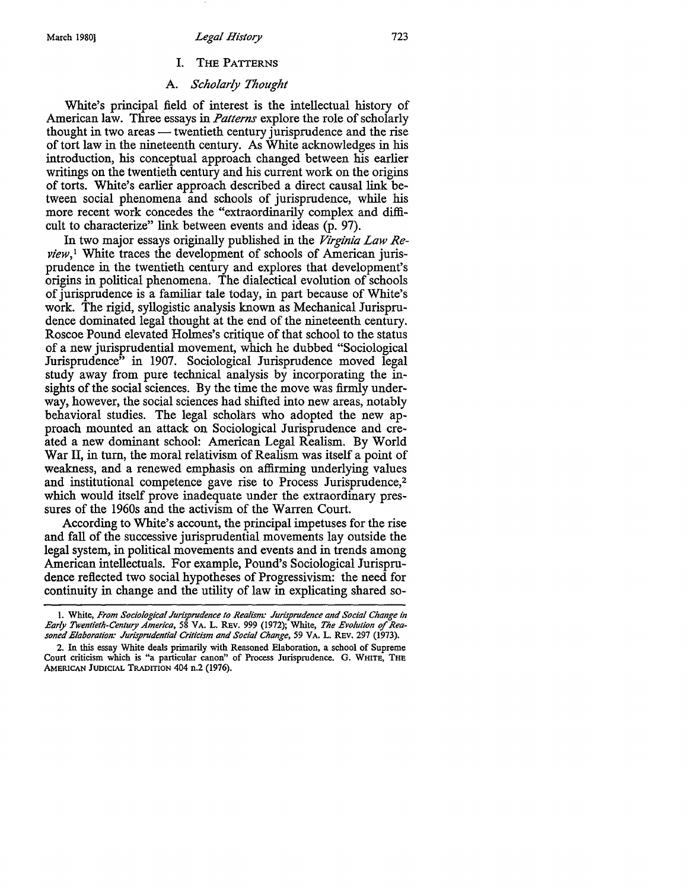## I. The Patterns

### A. *Scholarly Thought*

White's principal field of interest is the intellectual history of American law. Three essays in *Patterns* explore the role of scholarly thought in two areas — twentieth century jurisprudence and the rise of tort law in the nineteenth century. As White acknowledges in his introduction, his conceptual approach changed between his earlier writings on the twentieth century and his current work on the origins of torts. White's earlier approach described a direct causal link between social phenomena and schools of jurisprudence, while his more recent work concedes the "extraordinarily complex and difficult to characterize" link between events and ideas (p. 97).

In two major essays originally published in the *Virginia Law Review*,[1] White traces the development of schools of American jurisprudence in the twentieth century and explores that development's origins in political phenomena. The dialectical evolution of schools of jurisprudence is a familiar tale today, in part because of White's work. The rigid, syllogistic analysis known as Mechanical Jurisprudence dominated legal thought at the end of the nineteenth century. Roscoe Pound elevated Holmes's critique of that school to the status of a new jurisprudential movement, which he dubbed "Sociological Jurisprudence" in 1907. Sociological Jurisprudence moved legal study away from pure technical analysis by incorporating the insights of the social sciences. By the time the move was firmly underway, however, the social sciences had shifted into new areas, notably behavioral studies. The legal scholars who adopted the new approach mounted an attack on Sociological Jurisprudence and created a new dominant school: American Legal Realism. By World War II, in turn, the moral relativism of Realism was itself a point of weakness, and a renewed emphasis on affirming underlying values and institutional competence gave rise to Process Jurisprudence,[2] which would itself prove inadequate under the extraordinary pressures of the 1960s and the activism of the Warren Court.

According to White's account, the principal impetuses for the rise and fall of the successive jurisprudential movements lay outside the legal system, in political movements and events and in trends among American intellectuals. For example, Pound's Sociological Jurisprudence reflected two social hypotheses of Progressivism: the need for continuity in change and the utility of law in explicating shared so-

---

1. White, *From Sociological Jurisprudence to Realism: Jurisprudence and Social Change in Early Twentieth-Century America*, 58 VA. L. REV. 999 (1972); White, *The Evolution of Reasoned Elaboration: Jurisprudential Criticism and Social Change*, 59 VA. L. REV. 297 (1973).

2. In this essay White deals primarily with Reasoned Elaboration, a school of Supreme Court criticism which is "a particular canon" of Process Jurisprudence. G. WHITE, THE AMERICAN JUDICIAL TRADITION 404 n.2 (1976).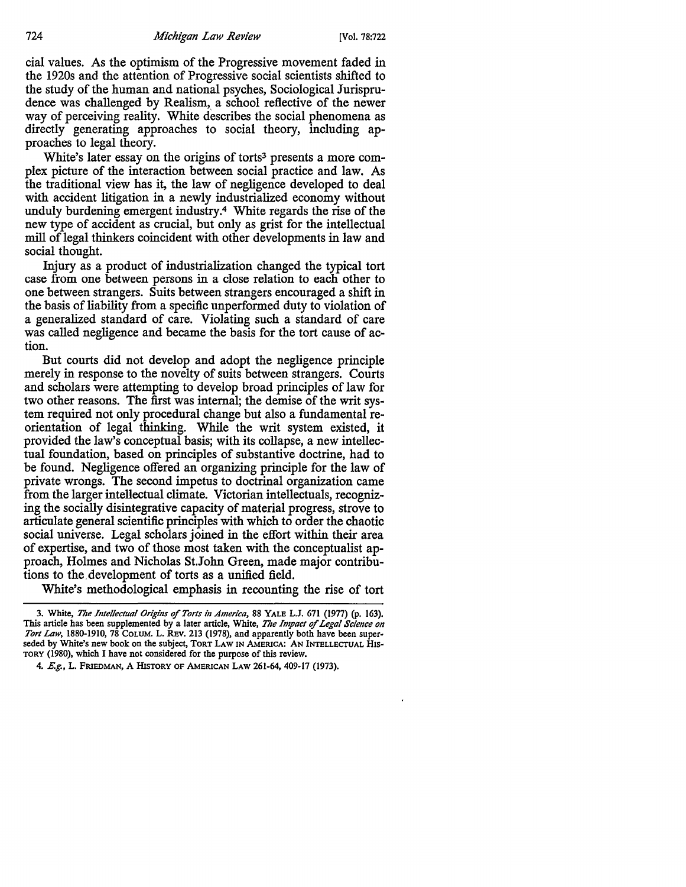cial values. As the optimism of the Progressive movement faded in the 1920s and the attention of Progressive social scientists shifted to the study of the human and national psyches, Sociological Jurisprudence was challenged by Realism, a school reflective of the newer way of perceiving reality. White describes the social phenomena as directly generating approaches to social theory, including approaches to legal theory.

White's later essay on the origins of torts[3] presents a more complex picture of the interaction between social practice and law. As the traditional view has it, the law of negligence developed to deal with accident litigation in a newly industrialized economy without unduly burdening emergent industry.[4] White regards the rise of the new type of accident as crucial, but only as grist for the intellectual mill of legal thinkers coincident with other developments in law and social thought.

Injury as a product of industrialization changed the typical tort case from one between persons in a close relation to each other to one between strangers. Suits between strangers encouraged a shift in the basis of liability from a specific unperformed duty to violation of a generalized standard of care. Violating such a standard of care was called negligence and became the basis for the tort cause of action.

But courts did not develop and adopt the negligence principle merely in response to the novelty of suits between strangers. Courts and scholars were attempting to develop broad principles of law for two other reasons. The first was internal; the demise of the writ system required not only procedural change but also a fundamental reorientation of legal thinking. While the writ system existed, it provided the law's conceptual basis; with its collapse, a new intellectual foundation, based on principles of substantive doctrine, had to be found. Negligence offered an organizing principle for the law of private wrongs. The second impetus to doctrinal organization came from the larger intellectual climate. Victorian intellectuals, recognizing the socially disintegrative capacity of material progress, strove to articulate general scientific principles with which to order the chaotic social universe. Legal scholars joined in the effort within their area of expertise, and two of those most taken with the conceptualist approach, Holmes and Nicholas St.John Green, made major contributions to the development of torts as a unified field.

White's methodological emphasis in recounting the rise of tort

---

3. White, *The Intellectual Origins of Torts in America*, 88 YALE L.J. 671 (1977) (p. 163). This article has been supplemented by a later article, White, *The Impact of Legal Science on Tort Law*, 1880-1910, 78 COLUM. L. REV. 213 (1978), and apparently both have been superseded by White's new book on the subject, TORT LAW IN AMERICA: AN INTELLECTUAL HISTORY (1980), which I have not considered for the purpose of this review.

4. *E.g.*, L. FRIEDMAN, A HISTORY OF AMERICAN LAW 261-64, 409-17 (1973).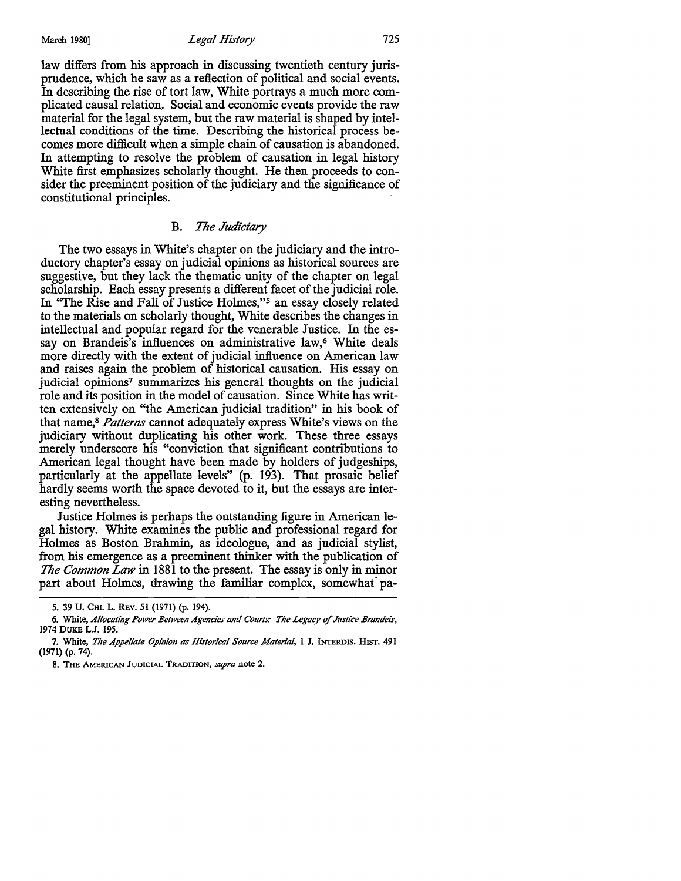law differs from his approach in discussing twentieth century jurisprudence, which he saw as a reflection of political and social events. In describing the rise of tort law, White portrays a much more complicated causal relation. Social and economic events provide the raw material for the legal system, but the raw material is shaped by intellectual conditions of the time. Describing the historical process becomes more difficult when a simple chain of causation is abandoned. In attempting to resolve the problem of causation in legal history White first emphasizes scholarly thought. He then proceeds to consider the preeminent position of the judiciary and the significance of constitutional principles.

### B. *The Judiciary*

The two essays in White's chapter on the judiciary and the introductory chapter's essay on judicial opinions as historical sources are suggestive, but they lack the thematic unity of the chapter on legal scholarship. Each essay presents a different facet of the judicial role. In "The Rise and Fall of Justice Holmes,"[5] an essay closely related to the materials on scholarly thought, White describes the changes in intellectual and popular regard for the venerable Justice. In the essay on Brandeis's influences on administrative law,[6] White deals more directly with the extent of judicial influence on American law and raises again the problem of historical causation. His essay on judicial opinions[7] summarizes his general thoughts on the judicial role and its position in the model of causation. Since White has written extensively on "the American judicial tradition" in his book of that name,[8] *Patterns* cannot adequately express White's views on the judiciary without duplicating his other work. These three essays merely underscore his "conviction that significant contributions to American legal thought have been made by holders of judgeships, particularly at the appellate levels" (p. 193). That prosaic belief hardly seems worth the space devoted to it, but the essays are interesting nevertheless.

Justice Holmes is perhaps the outstanding figure in American legal history. White examines the public and professional regard for Holmes as Boston Brahmin, as ideologue, and as judicial stylist, from his emergence as a preeminent thinker with the publication of *The Common Law* in 1881 to the present. The essay is only in minor part about Holmes, drawing the familiar complex, somewhat pa-

---

5. 39 U. CHI. L. REV. 51 (1971) (p. 194).

6. White, *Allocating Power Between Agencies and Courts: The Legacy of Justice Brandeis*, 1974 DUKE L.J. 195.

7. White, *The Appellate Opinion as Historical Source Material*, 1 J. INTERDIS. HIST. 491 (1971) (p. 74).

8. THE AMERICAN JUDICIAL TRADITION, *supra* note 2.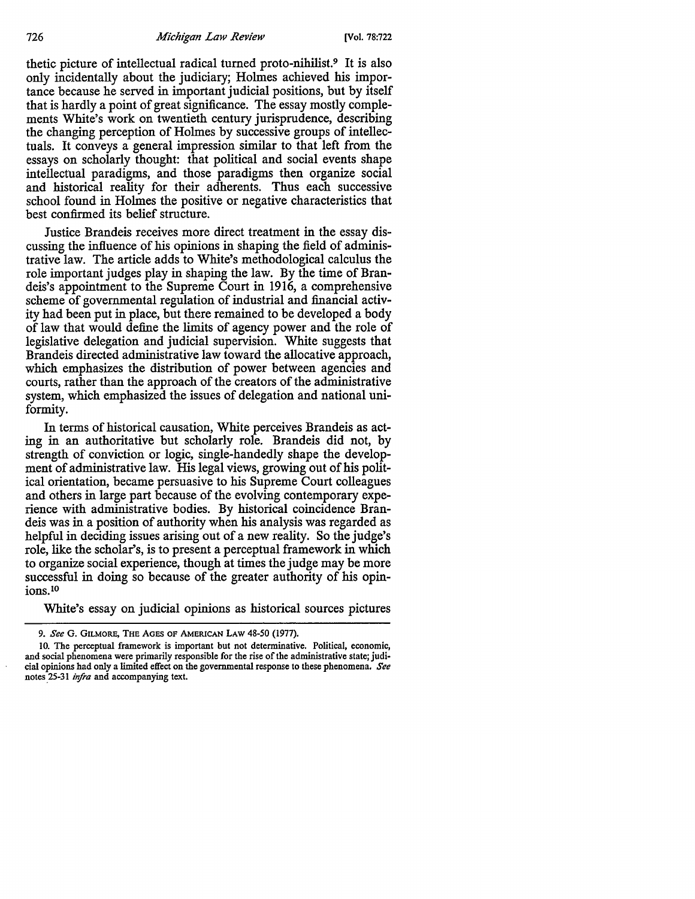thetic picture of intellectual radical turned proto-nihilist.[9] It is also only incidentally about the judiciary; Holmes achieved his importance because he served in important judicial positions, but by itself that is hardly a point of great significance. The essay mostly complements White's work on twentieth century jurisprudence, describing the changing perception of Holmes by successive groups of intellectuals. It conveys a general impression similar to that left from the essays on scholarly thought: that political and social events shape intellectual paradigms, and those paradigms then organize social and historical reality for their adherents. Thus each successive school found in Holmes the positive or negative characteristics that best confirmed its belief structure.

Justice Brandeis receives more direct treatment in the essay discussing the influence of his opinions in shaping the field of administrative law. The article adds to White's methodological calculus the role important judges play in shaping the law. By the time of Brandeis's appointment to the Supreme Court in 1916, a comprehensive scheme of governmental regulation of industrial and financial activity had been put in place, but there remained to be developed a body of law that would define the limits of agency power and the role of legislative delegation and judicial supervision. White suggests that Brandeis directed administrative law toward the allocative approach, which emphasizes the distribution of power between agencies and courts, rather than the approach of the creators of the administrative system, which emphasized the issues of delegation and national uniformity.

In terms of historical causation, White perceives Brandeis as acting in an authoritative but scholarly role. Brandeis did not, by strength of conviction or logic, single-handedly shape the development of administrative law. His legal views, growing out of his political orientation, became persuasive to his Supreme Court colleagues and others in large part because of the evolving contemporary experience with administrative bodies. By historical coincidence Brandeis was in a position of authority when his analysis was regarded as helpful in deciding issues arising out of a new reality. So the judge's role, like the scholar's, is to present a perceptual framework in which to organize social experience, though at times the judge may be more successful in doing so because of the greater authority of his opinions.[10]

White's essay on judicial opinions as historical sources pictures

---

9. *See* G. GILMORE, THE AGES OF AMERICAN LAW 48-50 (1977).

10. The perceptual framework is important but not determinative. Political, economic, and social phenomena were primarily responsible for the rise of the administrative state; judicial opinions had only a limited effect on the governmental response to these phenomena. *See* notes 25-31 *infra* and accompanying text.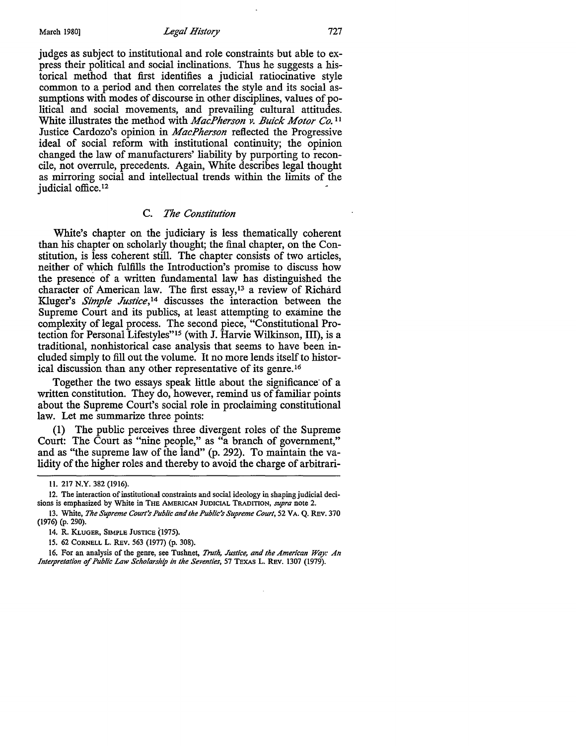judges as subject to institutional and role constraints but able to express their political and social inclinations. Thus he suggests a historical method that first identifies a judicial ratiocinative style common to a period and then correlates the style and its social assumptions with modes of discourse in other disciplines, values of political and social movements, and prevailing cultural attitudes. White illustrates the method with *MacPherson v. Buick Motor Co.*[11] Justice Cardozo's opinion in *MacPherson* reflected the Progressive ideal of social reform with institutional continuity; the opinion changed the law of manufacturers' liability by purporting to reconcile, not overrule, precedents. Again, White describes legal thought as mirroring social and intellectual trends within the limits of the judicial office.[12]

### C. *The Constitution*

White's chapter on the judiciary is less thematically coherent than his chapter on scholarly thought; the final chapter, on the Constitution, is less coherent still. The chapter consists of two articles, neither of which fulfills the Introduction's promise to discuss how the presence of a written fundamental law has distinguished the character of American law. The first essay,[13] a review of Richard Kluger's *Simple Justice*,[14] discusses the interaction between the Supreme Court and its publics, at least attempting to examine the complexity of legal process. The second piece, "Constitutional Protection for Personal Lifestyles"[15] (with J. Harvie Wilkinson, III), is a traditional, nonhistorical case analysis that seems to have been included simply to fill out the volume. It no more lends itself to historical discussion than any other representative of its genre.[16]

Together the two essays speak little about the significance of a written constitution. They do, however, remind us of familiar points about the Supreme Court's social role in proclaiming constitutional law. Let me summarize three points:

(1) The public perceives three divergent roles of the Supreme Court: The Court as "nine people," as "a branch of government," and as "the supreme law of the land" (p. 292). To maintain the validity of the higher roles and thereby to avoid the charge of arbitrari-

---

11. 217 N.Y. 382 (1916).

12. The interaction of institutional constraints and social ideology in shaping judicial decisions is emphasized by White in THE AMERICAN JUDICIAL TRADITION, *supra* note 2.

13. White, *The Supreme Court's Public and the Public's Supreme Court*, 52 VA. Q. REV. 370 (1976) (p. 290).

14. R. KLUGER, SIMPLE JUSTICE (1975).

15. 62 CORNELL L. REV. 563 (1977) (p. 308).

16. For an analysis of the genre, see Tushnet, *Truth, Justice, and the American Way: An Interpretation of Public Law Scholarship in the Seventies*, 57 TEXAS L. REV. 1307 (1979).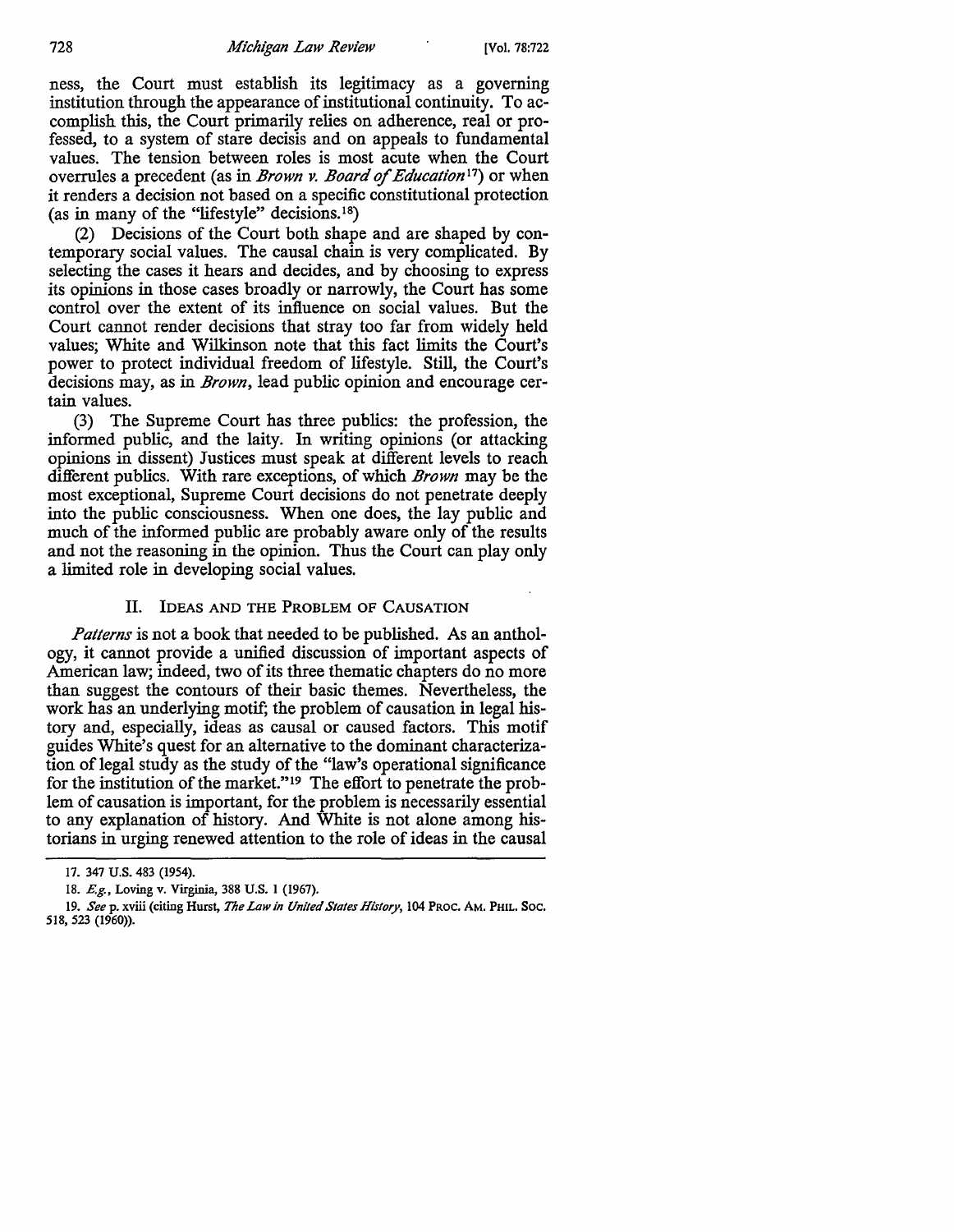ness, the Court must establish its legitimacy as a governing institution through the appearance of institutional continuity. To accomplish this, the Court primarily relies on adherence, real or professed, to a system of stare decisis and on appeals to fundamental values. The tension between roles is most acute when the Court overrules a precedent (as in *Brown v. Board of Education*[17]) or when it renders a decision not based on a specific constitutional protection (as in many of the "lifestyle" decisions.[18])

(2) Decisions of the Court both shape and are shaped by contemporary social values. The causal chain is very complicated. By selecting the cases it hears and decides, and by choosing to express its opinions in those cases broadly or narrowly, the Court has some control over the extent of its influence on social values. But the Court cannot render decisions that stray too far from widely held values; White and Wilkinson note that this fact limits the Court's power to protect individual freedom of lifestyle. Still, the Court's decisions may, as in *Brown*, lead public opinion and encourage certain values.

(3) The Supreme Court has three publics: the profession, the informed public, and the laity. In writing opinions (or attacking opinions in dissent) Justices must speak at different levels to reach different publics. With rare exceptions, of which *Brown* may be the most exceptional, Supreme Court decisions do not penetrate deeply into the public consciousness. When one does, the lay public and much of the informed public are probably aware only of the results and not the reasoning in the opinion. Thus the Court can play only a limited role in developing social values.

## II. Ideas and the Problem of Causation

*Patterns* is not a book that needed to be published. As an anthology, it cannot provide a unified discussion of important aspects of American law; indeed, two of its three thematic chapters do no more than suggest the contours of their basic themes. Nevertheless, the work has an underlying motif; the problem of causation in legal history and, especially, ideas as causal or caused factors. This motif guides White's quest for an alternative to the dominant characterization of legal study as the study of the "law's operational significance for the institution of the market."[19] The effort to penetrate the problem of causation is important, for the problem is necessarily essential to any explanation of history. And White is not alone among historians in urging renewed attention to the role of ideas in the causal

---

17. 347 U.S. 483 (1954).

18. *E.g.*, Loving v. Virginia, 388 U.S. 1 (1967).

19. *See* p. xviii (citing Hurst, *The Law in United States History*, 104 Proc. Am. Phil. Soc. 518, 523 (1960)).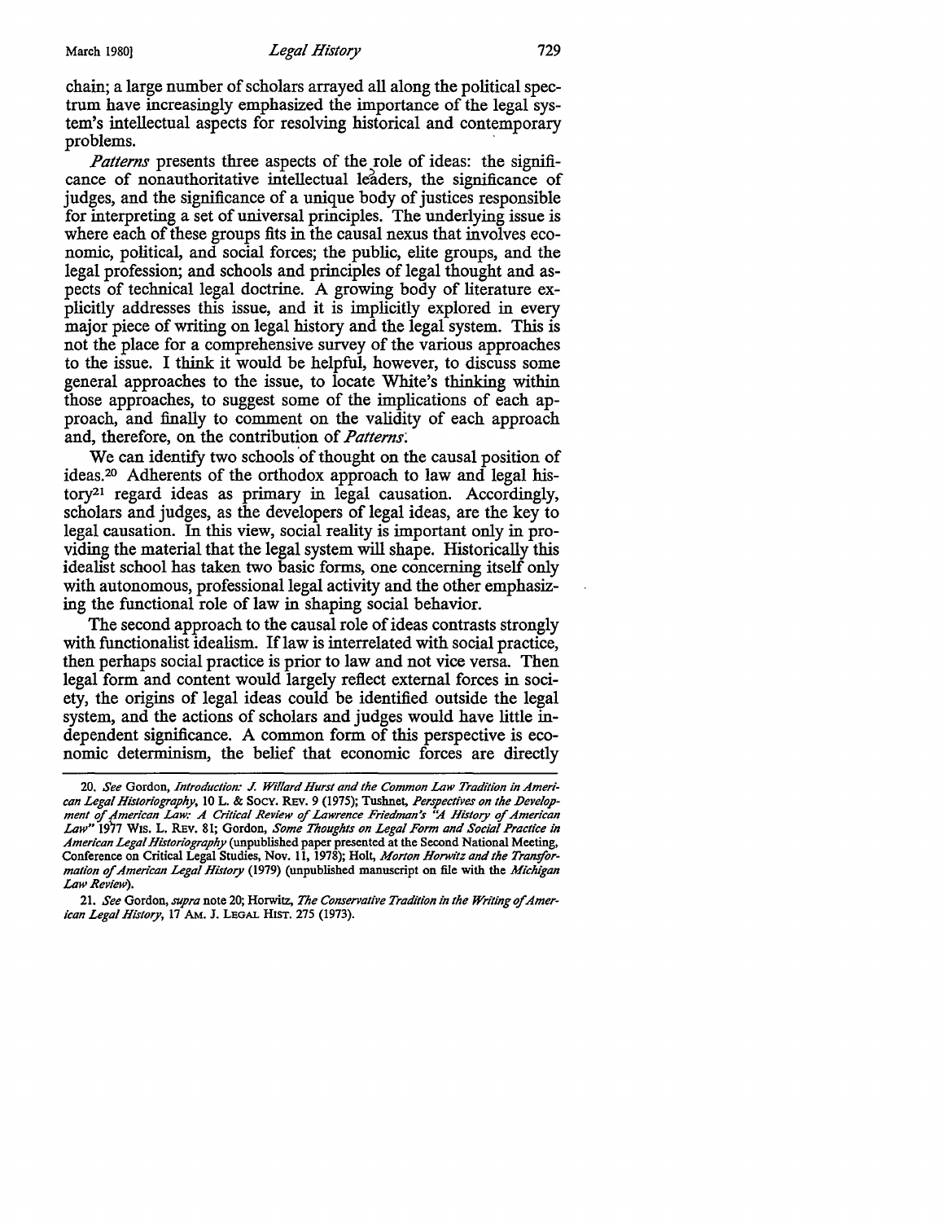chain; a large number of scholars arrayed all along the political spectrum have increasingly emphasized the importance of the legal system's intellectual aspects for resolving historical and contemporary problems.

*Patterns* presents three aspects of the role of ideas: the significance of nonauthoritative intellectual leaders, the significance of judges, and the significance of a unique body of justices responsible for interpreting a set of universal principles. The underlying issue is where each of these groups fits in the causal nexus that involves economic, political, and social forces; the public, elite groups, and the legal profession; and schools and principles of legal thought and aspects of technical legal doctrine. A growing body of literature explicitly addresses this issue, and it is implicitly explored in every major piece of writing on legal history and the legal system. This is not the place for a comprehensive survey of the various approaches to the issue. I think it would be helpful, however, to discuss some general approaches to the issue, to locate White's thinking within those approaches, to suggest some of the implications of each approach, and finally to comment on the validity of each approach and, therefore, on the contribution of *Patterns*.

We can identify two schools of thought on the causal position of ideas.[20] Adherents of the orthodox approach to law and legal history[21] regard ideas as primary in legal causation. Accordingly, scholars and judges, as the developers of legal ideas, are the key to legal causation. In this view, social reality is important only in providing the material that the legal system will shape. Historically this idealist school has taken two basic forms, one concerning itself only with autonomous, professional legal activity and the other emphasizing the functional role of law in shaping social behavior.

The second approach to the causal role of ideas contrasts strongly with functionalist idealism. If law is interrelated with social practice, then perhaps social practice is prior to law and not vice versa. Then legal form and content would largely reflect external forces in society, the origins of legal ideas could be identified outside the legal system, and the actions of scholars and judges would have little independent significance. A common form of this perspective is economic determinism, the belief that economic forces are directly

20. *See* Gordon, *Introduction: J. Willard Hurst and the Common Law Tradition in American Legal Historiography*, 10 L. & SOCY. REV. 9 (1975); Tushnet, *Perspectives on the Development of American Law: A Critical Review of Lawrence Friedman's "A History of American Law"* 1977 WIS. L. REV. 81; Gordon, *Some Thoughts on Legal Form and Social Practice in American Legal Historiography* (unpublished paper presented at the Second National Meeting, Conference on Critical Legal Studies, Nov. 11, 1978); Holt, *Morton Horwitz and the Transformation of American Legal History* (1979) (unpublished manuscript on file with the *Michigan Law Review*).

21. *See* Gordon, *supra* note 20; Horwitz, *The Conservative Tradition in the Writing of American Legal History*, 17 AM. J. LEGAL HIST. 275 (1973).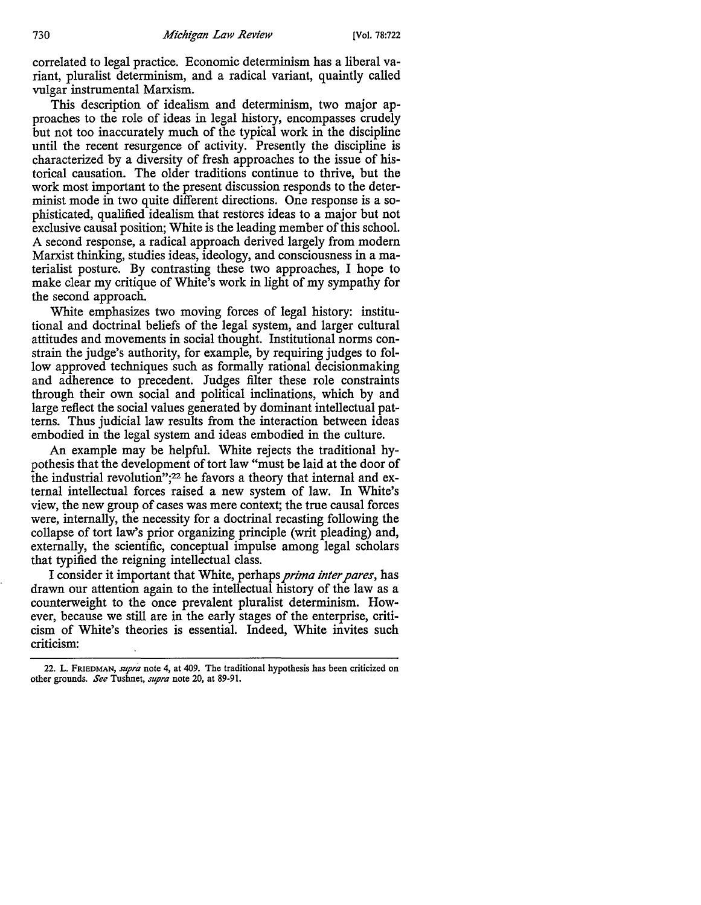correlated to legal practice. Economic determinism has a liberal variant, pluralist determinism, and a radical variant, quaintly called vulgar instrumental Marxism.

This description of idealism and determinism, two major approaches to the role of ideas in legal history, encompasses crudely but not too inaccurately much of the typical work in the discipline until the recent resurgence of activity. Presently the discipline is characterized by a diversity of fresh approaches to the issue of historical causation. The older traditions continue to thrive, but the work most important to the present discussion responds to the determinist mode in two quite different directions. One response is a sophisticated, qualified idealism that restores ideas to a major but not exclusive causal position; White is the leading member of this school. A second response, a radical approach derived largely from modern Marxist thinking, studies ideas, ideology, and consciousness in a materialist posture. By contrasting these two approaches, I hope to make clear my critique of White's work in light of my sympathy for the second approach.

White emphasizes two moving forces of legal history: institutional and doctrinal beliefs of the legal system, and larger cultural attitudes and movements in social thought. Institutional norms constrain the judge's authority, for example, by requiring judges to follow approved techniques such as formally rational decisionmaking and adherence to precedent. Judges filter these role constraints through their own social and political inclinations, which by and large reflect the social values generated by dominant intellectual patterns. Thus judicial law results from the interaction between ideas embodied in the legal system and ideas embodied in the culture.

An example may be helpful. White rejects the traditional hypothesis that the development of tort law "must be laid at the door of the industrial revolution";[22] he favors a theory that internal and external intellectual forces raised a new system of law. In White's view, the new group of cases was mere context; the true causal forces were, internally, the necessity for a doctrinal recasting following the collapse of tort law's prior organizing principle (writ pleading) and, externally, the scientific, conceptual impulse among legal scholars that typified the reigning intellectual class.

I consider it important that White, perhaps *prima inter pares*, has drawn our attention again to the intellectual history of the law as a counterweight to the once prevalent pluralist determinism. However, because we still are in the early stages of the enterprise, criticism of White's theories is essential. Indeed, White invites such criticism:

---

22. L. FRIEDMAN, *supra* note 4, at 409. The traditional hypothesis has been criticized on other grounds. *See* Tushnet, *supra* note 20, at 89-91.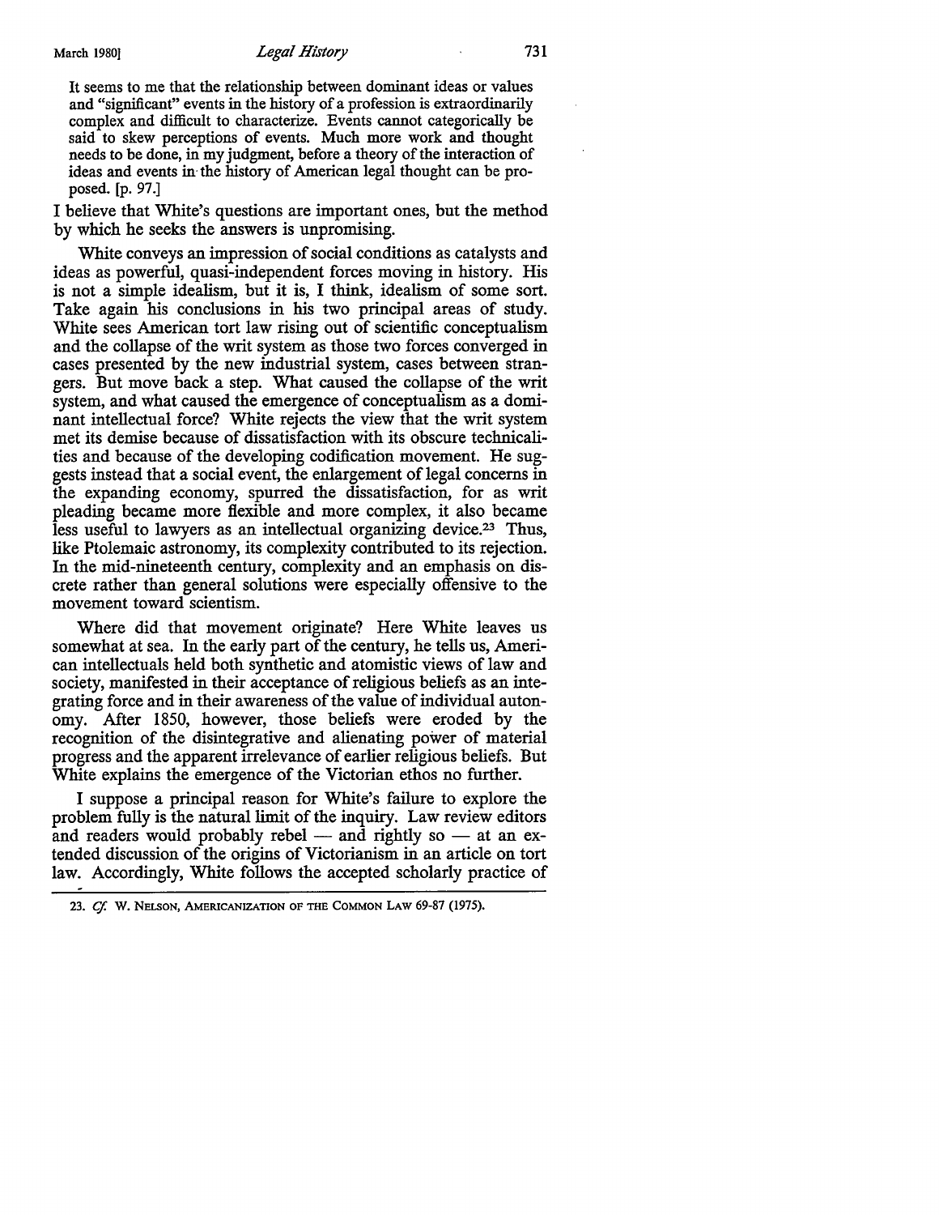> It seems to me that the relationship between dominant ideas or values and "significant" events in the history of a profession is extraordinarily complex and difficult to characterize. Events cannot categorically be said to skew perceptions of events. Much more work and thought needs to be done, in my judgment, before a theory of the interaction of ideas and events in the history of American legal thought can be proposed. [p. 97.]

I believe that White's questions are important ones, but the method by which he seeks the answers is unpromising.

White conveys an impression of social conditions as catalysts and ideas as powerful, quasi-independent forces moving in history. His is not a simple idealism, but it is, I think, idealism of some sort. Take again his conclusions in his two principal areas of study. White sees American tort law rising out of scientific conceptualism and the collapse of the writ system as those two forces converged in cases presented by the new industrial system, cases between strangers. But move back a step. What caused the collapse of the writ system, and what caused the emergence of conceptualism as a dominant intellectual force? White rejects the view that the writ system met its demise because of dissatisfaction with its obscure technicalities and because of the developing codification movement. He suggests instead that a social event, the enlargement of legal concerns in the expanding economy, spurred the dissatisfaction, for as writ pleading became more flexible and more complex, it also became less useful to lawyers as an intellectual organizing device.[23] Thus, like Ptolemaic astronomy, its complexity contributed to its rejection. In the mid-nineteenth century, complexity and an emphasis on discrete rather than general solutions were especially offensive to the movement toward scientism.

Where did that movement originate? Here White leaves us somewhat at sea. In the early part of the century, he tells us, American intellectuals held both synthetic and atomistic views of law and society, manifested in their acceptance of religious beliefs as an integrating force and in their awareness of the value of individual autonomy. After 1850, however, those beliefs were eroded by the recognition of the disintegrative and alienating power of material progress and the apparent irrelevance of earlier religious beliefs. But White explains the emergence of the Victorian ethos no further.

I suppose a principal reason for White's failure to explore the problem fully is the natural limit of the inquiry. Law review editors and readers would probably rebel — and rightly so — at an extended discussion of the origins of Victorianism in an article on tort law. Accordingly, White follows the accepted scholarly practice of

23. *Cf.* W. NELSON, AMERICANIZATION OF THE COMMON LAW 69-87 (1975).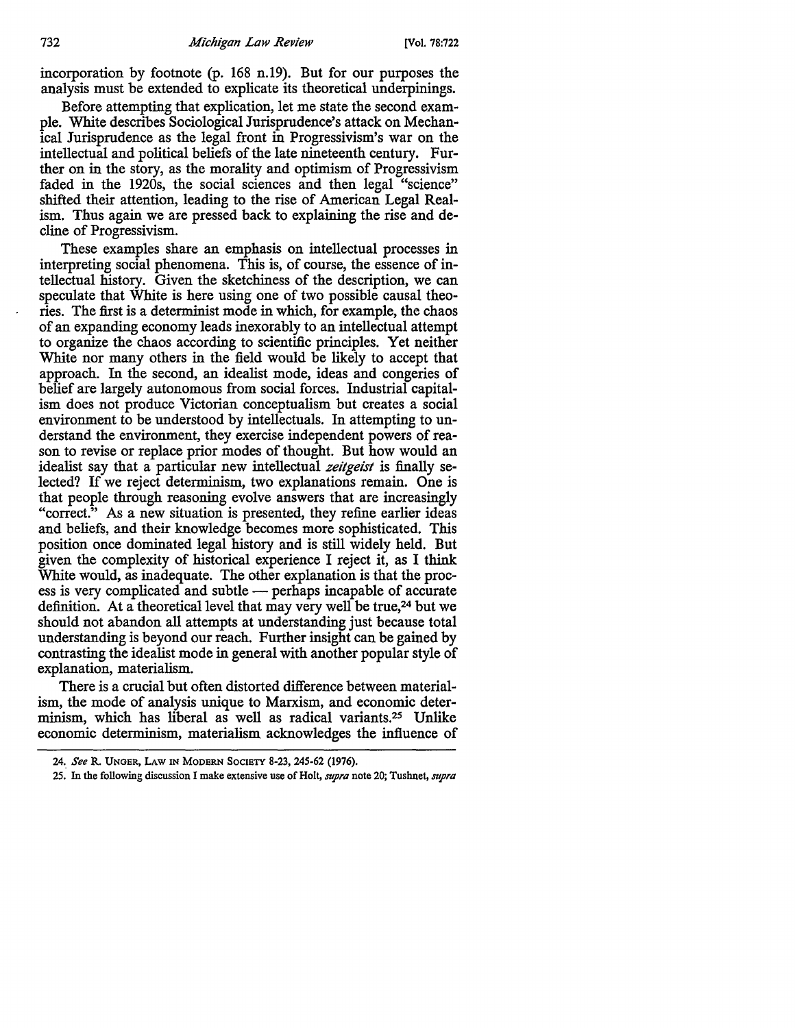incorporation by footnote (p. 168 n.19). But for our purposes the analysis must be extended to explicate its theoretical underpinings.

Before attempting that explication, let me state the second example. White describes Sociological Jurisprudence's attack on Mechanical Jurisprudence as the legal front in Progressivism's war on the intellectual and political beliefs of the late nineteenth century. Further on in the story, as the morality and optimism of Progressivism faded in the 1920s, the social sciences and then legal "science" shifted their attention, leading to the rise of American Legal Realism. Thus again we are pressed back to explaining the rise and decline of Progressivism.

These examples share an emphasis on intellectual processes in interpreting social phenomena. This is, of course, the essence of intellectual history. Given the sketchiness of the description, we can speculate that White is here using one of two possible causal theories. The first is a determinist mode in which, for example, the chaos of an expanding economy leads inexorably to an intellectual attempt to organize the chaos according to scientific principles. Yet neither White nor many others in the field would be likely to accept that approach. In the second, an idealist mode, ideas and congeries of belief are largely autonomous from social forces. Industrial capitalism does not produce Victorian conceptualism but creates a social environment to be understood by intellectuals. In attempting to understand the environment, they exercise independent powers of reason to revise or replace prior modes of thought. But how would an idealist say that a particular new intellectual *zeitgeist* is finally selected? If we reject determinism, two explanations remain. One is that people through reasoning evolve answers that are increasingly "correct." As a new situation is presented, they refine earlier ideas and beliefs, and their knowledge becomes more sophisticated. This position once dominated legal history and is still widely held. But given the complexity of historical experience I reject it, as I think White would, as inadequate. The other explanation is that the process is very complicated and subtle — perhaps incapable of accurate definition. At a theoretical level that may very well be true,[24] but we should not abandon all attempts at understanding just because total understanding is beyond our reach. Further insight can be gained by contrasting the idealist mode in general with another popular style of explanation, materialism.

There is a crucial but often distorted difference between materialism, the mode of analysis unique to Marxism, and economic determinism, which has liberal as well as radical variants.[25] Unlike economic determinism, materialism acknowledges the influence of

---

24. *See* R. UNGER, LAW IN MODERN SOCIETY 8-23, 245-62 (1976).

25. In the following discussion I make extensive use of Holt, *supra* note 20; Tushnet, *supra*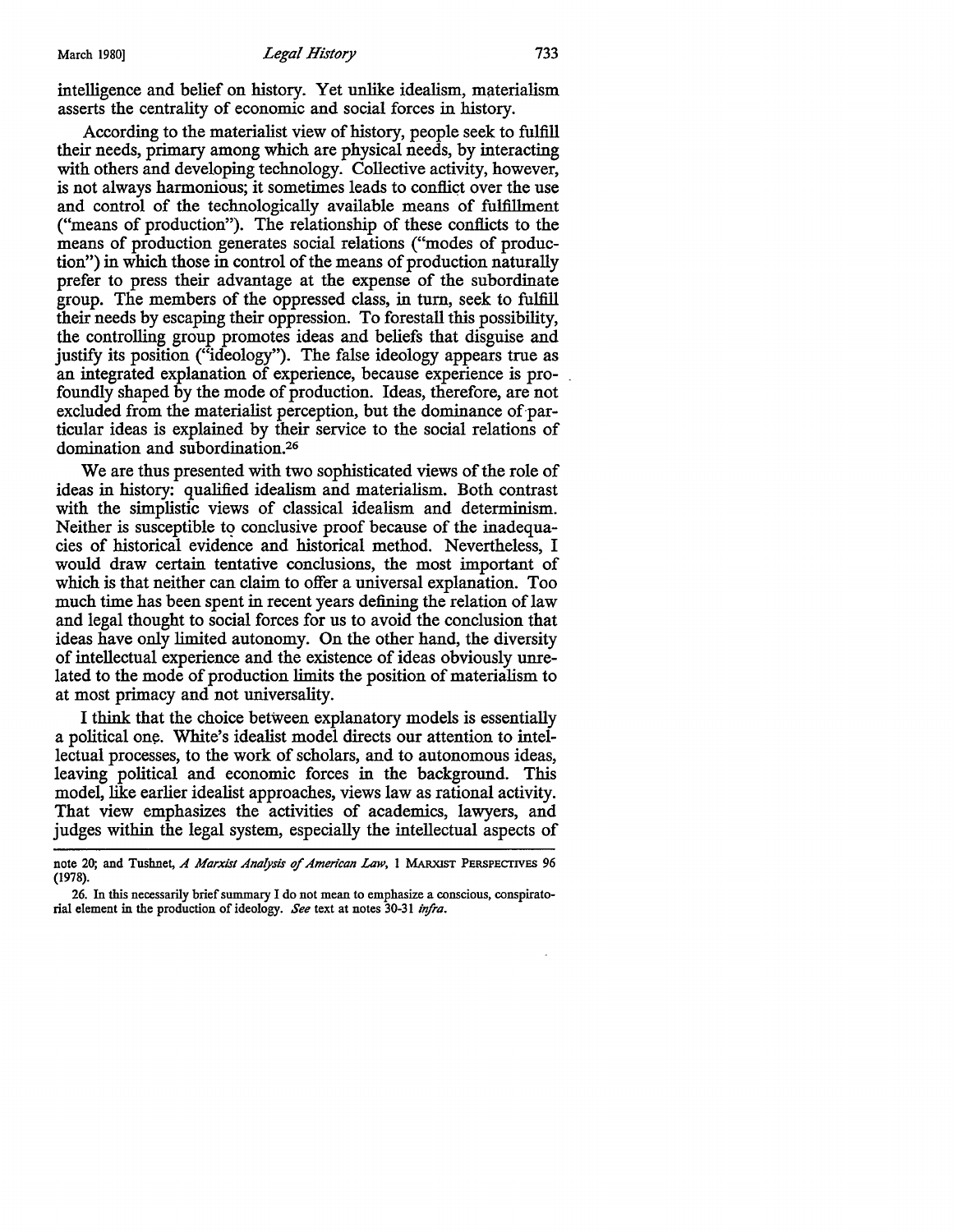intelligence and belief on history. Yet unlike idealism, materialism asserts the centrality of economic and social forces in history.

According to the materialist view of history, people seek to fulfill their needs, primary among which are physical needs, by interacting with others and developing technology. Collective activity, however, is not always harmonious; it sometimes leads to conflict over the use and control of the technologically available means of fulfillment ("means of production"). The relationship of these conflicts to the means of production generates social relations ("modes of production") in which those in control of the means of production naturally prefer to press their advantage at the expense of the subordinate group. The members of the oppressed class, in turn, seek to fulfill their needs by escaping their oppression. To forestall this possibility, the controlling group promotes ideas and beliefs that disguise and justify its position ("ideology"). The false ideology appears true as an integrated explanation of experience, because experience is profoundly shaped by the mode of production. Ideas, therefore, are not excluded from the materialist perception, but the dominance of particular ideas is explained by their service to the social relations of domination and subordination.[26]

We are thus presented with two sophisticated views of the role of ideas in history: qualified idealism and materialism. Both contrast with the simplistic views of classical idealism and determinism. Neither is susceptible to conclusive proof because of the inadequacies of historical evidence and historical method. Nevertheless, I would draw certain tentative conclusions, the most important of which is that neither can claim to offer a universal explanation. Too much time has been spent in recent years defining the relation of law and legal thought to social forces for us to avoid the conclusion that ideas have only limited autonomy. On the other hand, the diversity of intellectual experience and the existence of ideas obviously unrelated to the mode of production limits the position of materialism to at most primacy and not universality.

I think that the choice between explanatory models is essentially a political one. White's idealist model directs our attention to intellectual processes, to the work of scholars, and to autonomous ideas, leaving political and economic forces in the background. This model, like earlier idealist approaches, views law as rational activity. That view emphasizes the activities of academics, lawyers, and judges within the legal system, especially the intellectual aspects of

---

note 20; and Tushnet, *A Marxist Analysis of American Law*, 1 MARXIST PERSPECTIVES 96 (1978).

26. In this necessarily brief summary I do not mean to emphasize a conscious, conspiratorial element in the production of ideology. *See* text at notes 30-31 *infra*.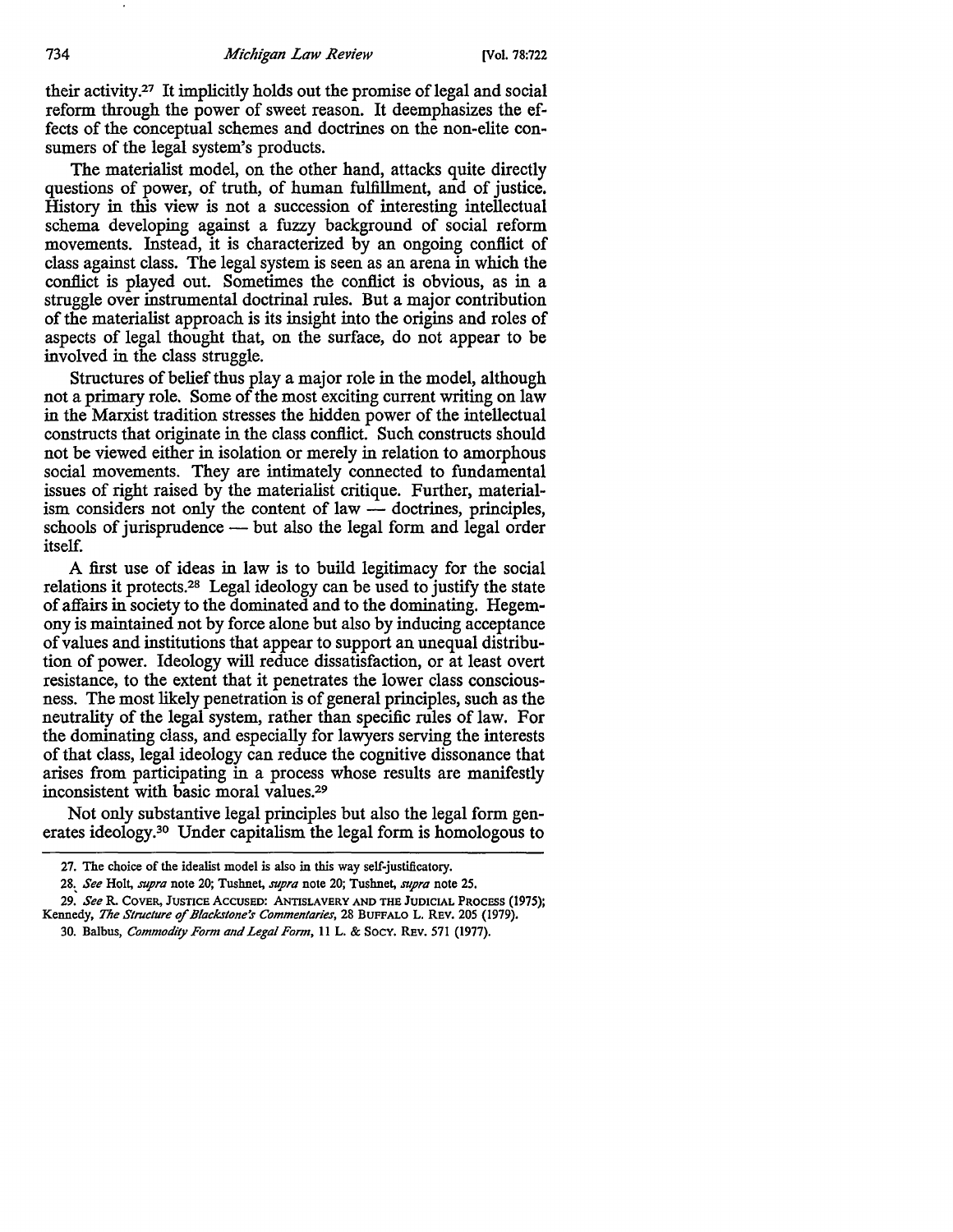their activity.[27] It implicitly holds out the promise of legal and social reform through the power of sweet reason. It deemphasizes the effects of the conceptual schemes and doctrines on the non-elite consumers of the legal system's products.

The materialist model, on the other hand, attacks quite directly questions of power, of truth, of human fulfillment, and of justice. History in this view is not a succession of interesting intellectual schema developing against a fuzzy background of social reform movements. Instead, it is characterized by an ongoing conflict of class against class. The legal system is seen as an arena in which the conflict is played out. Sometimes the conflict is obvious, as in a struggle over instrumental doctrinal rules. But a major contribution of the materialist approach is its insight into the origins and roles of aspects of legal thought that, on the surface, do not appear to be involved in the class struggle.

Structures of belief thus play a major role in the model, although not a primary role. Some of the most exciting current writing on law in the Marxist tradition stresses the hidden power of the intellectual constructs that originate in the class conflict. Such constructs should not be viewed either in isolation or merely in relation to amorphous social movements. They are intimately connected to fundamental issues of right raised by the materialist critique. Further, materialism considers not only the content of law — doctrines, principles, schools of jurisprudence — but also the legal form and legal order itself.

A first use of ideas in law is to build legitimacy for the social relations it protects.[28] Legal ideology can be used to justify the state of affairs in society to the dominated and to the dominating. Hegemony is maintained not by force alone but also by inducing acceptance of values and institutions that appear to support an unequal distribution of power. Ideology will reduce dissatisfaction, or at least overt resistance, to the extent that it penetrates the lower class consciousness. The most likely penetration is of general principles, such as the neutrality of the legal system, rather than specific rules of law. For the dominating class, and especially for lawyers serving the interests of that class, legal ideology can reduce the cognitive dissonance that arises from participating in a process whose results are manifestly inconsistent with basic moral values.[29]

Not only substantive legal principles but also the legal form generates ideology.[30] Under capitalism the legal form is homologous to

---

27. The choice of the idealist model is also in this way self-justificatory.

28. *See* Holt, *supra* note 20; Tushnet, *supra* note 20; Tushnet, *supra* note 25.

29. *See* R. COVER, JUSTICE ACCUSED: ANTISLAVERY AND THE JUDICIAL PROCESS (1975); Kennedy, *The Structure of Blackstone's Commentaries*, 28 BUFFALO L. REV. 205 (1979).

30. Balbus, *Commodity Form and Legal Form*, 11 L. & SOCY. REV. 571 (1977).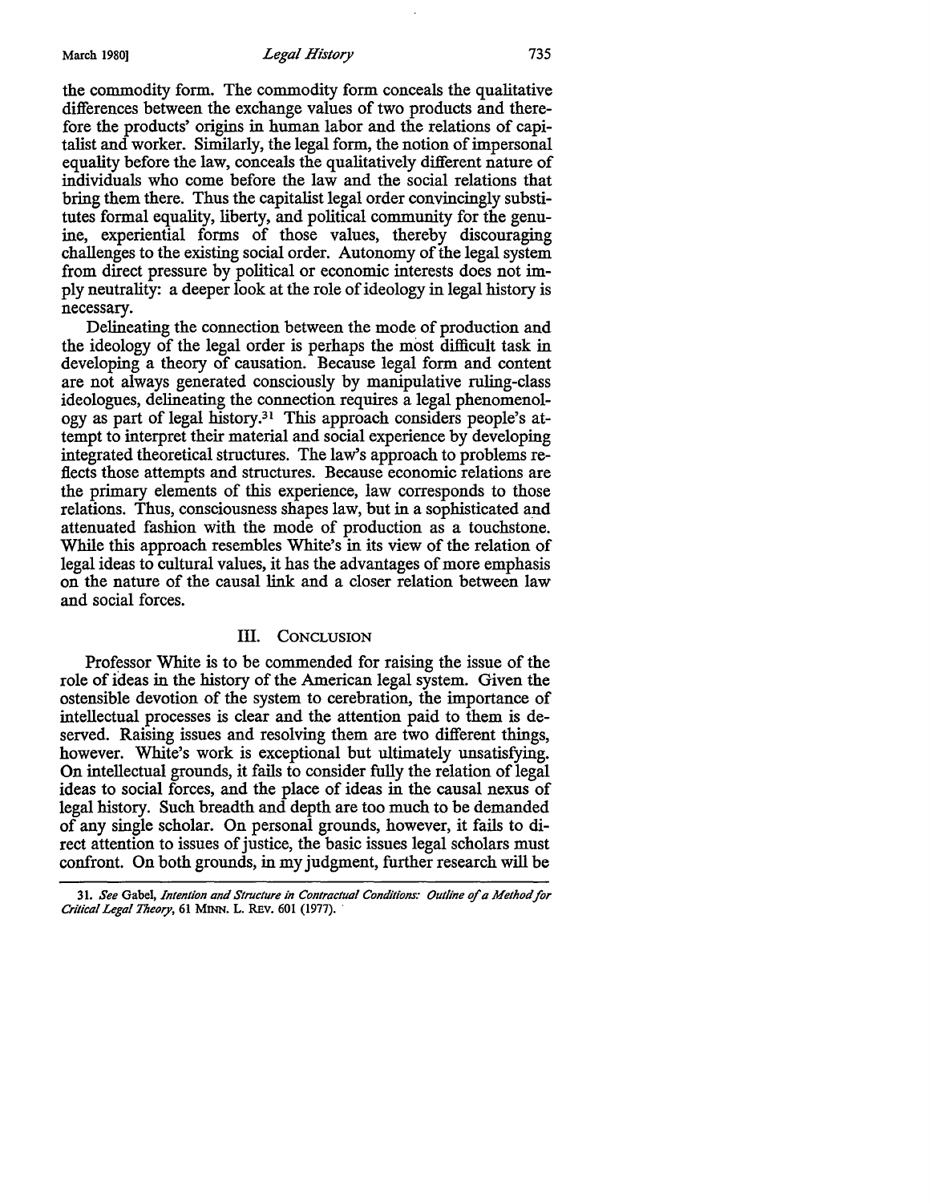the commodity form. The commodity form conceals the qualitative differences between the exchange values of two products and therefore the products' origins in human labor and the relations of capitalist and worker. Similarly, the legal form, the notion of impersonal equality before the law, conceals the qualitatively different nature of individuals who come before the law and the social relations that bring them there. Thus the capitalist legal order convincingly substitutes formal equality, liberty, and political community for the genuine, experiential forms of those values, thereby discouraging challenges to the existing social order. Autonomy of the legal system from direct pressure by political or economic interests does not imply neutrality: a deeper look at the role of ideology in legal history is necessary.

Delineating the connection between the mode of production and the ideology of the legal order is perhaps the most difficult task in developing a theory of causation. Because legal form and content are not always generated consciously by manipulative ruling-class ideologues, delineating the connection requires a legal phenomenology as part of legal history.[31] This approach considers people's attempt to interpret their material and social experience by developing integrated theoretical structures. The law's approach to problems reflects those attempts and structures. Because economic relations are the primary elements of this experience, law corresponds to those relations. Thus, consciousness shapes law, but in a sophisticated and attenuated fashion with the mode of production as a touchstone. While this approach resembles White's in its view of the relation of legal ideas to cultural values, it has the advantages of more emphasis on the nature of the causal link and a closer relation between law and social forces.

## III. Conclusion

Professor White is to be commended for raising the issue of the role of ideas in the history of the American legal system. Given the ostensible devotion of the system to cerebration, the importance of intellectual processes is clear and the attention paid to them is deserved. Raising issues and resolving them are two different things, however. White's work is exceptional but ultimately unsatisfying. On intellectual grounds, it fails to consider fully the relation of legal ideas to social forces, and the place of ideas in the causal nexus of legal history. Such breadth and depth are too much to be demanded of any single scholar. On personal grounds, however, it fails to direct attention to issues of justice, the basic issues legal scholars must confront. On both grounds, in my judgment, further research will be

---

31. *See* Gabel, *Intention and Structure in Contractual Conditions: Outline of a Method for Critical Legal Theory*, 61 Minn. L. Rev. 601 (1977).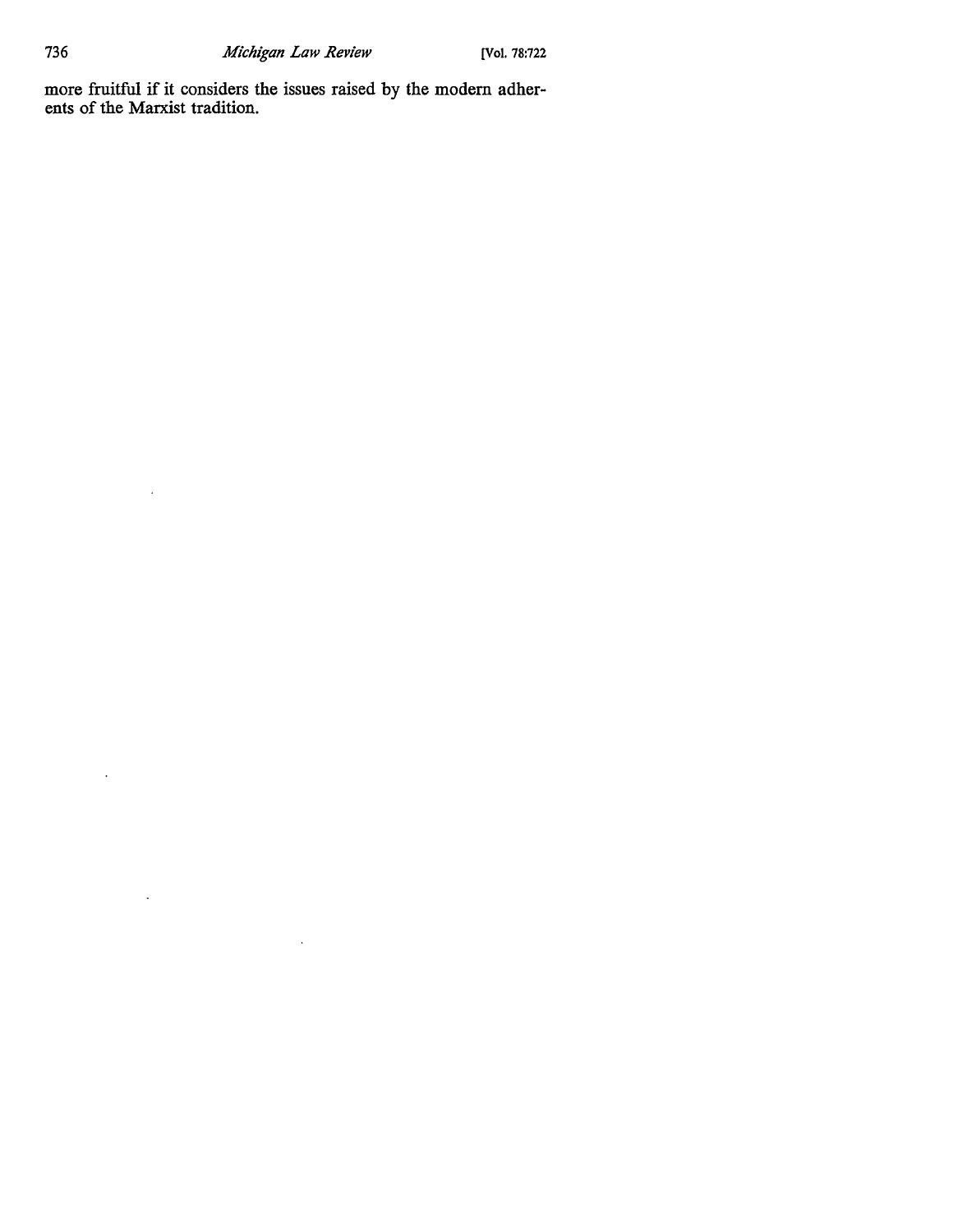more fruitful if it considers the issues raised by the modern adherents of the Marxist tradition.